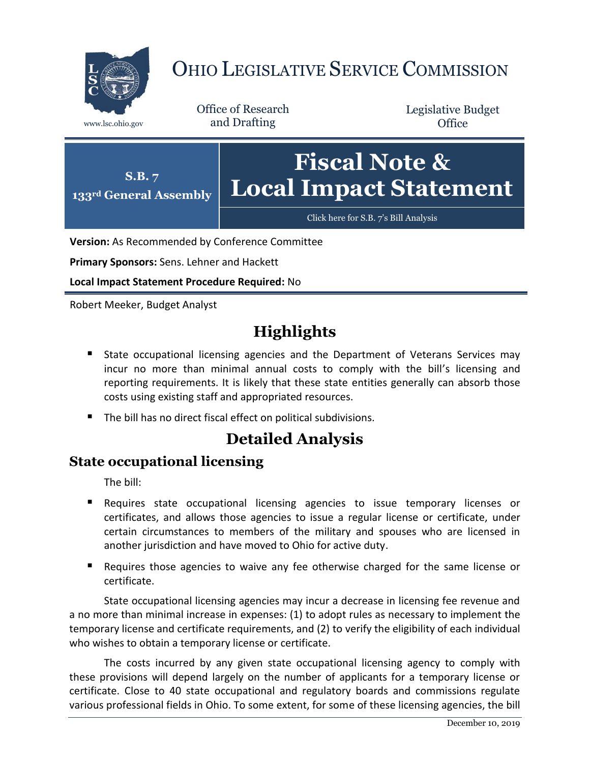# OHIO LEGISLATIVE SERVICE COMMISSION

www.lsc.ohio.gov

Office of Research and Drafting

Legislative Budget Office

**S.B. 7**
**133rd General Assembly**

# Fiscal Note & Local Impact Statement

Click here for S.B. 7's Bill Analysis

**Version:** As Recommended by Conference Committee

**Primary Sponsors:** Sens. Lehner and Hackett

**Local Impact Statement Procedure Required:** No

Robert Meeker, Budget Analyst

## Highlights

- State occupational licensing agencies and the Department of Veterans Services may incur no more than minimal annual costs to comply with the bill's licensing and reporting requirements. It is likely that these state entities generally can absorb those costs using existing staff and appropriated resources.
- The bill has no direct fiscal effect on political subdivisions.

## Detailed Analysis

### State occupational licensing

The bill:

- Requires state occupational licensing agencies to issue temporary licenses or certificates, and allows those agencies to issue a regular license or certificate, under certain circumstances to members of the military and spouses who are licensed in another jurisdiction and have moved to Ohio for active duty.
- Requires those agencies to waive any fee otherwise charged for the same license or certificate.

State occupational licensing agencies may incur a decrease in licensing fee revenue and a no more than minimal increase in expenses: (1) to adopt rules as necessary to implement the temporary license and certificate requirements, and (2) to verify the eligibility of each individual who wishes to obtain a temporary license or certificate.

The costs incurred by any given state occupational licensing agency to comply with these provisions will depend largely on the number of applicants for a temporary license or certificate. Close to 40 state occupational and regulatory boards and commissions regulate various professional fields in Ohio. To some extent, for some of these licensing agencies, the bill

December 10, 2019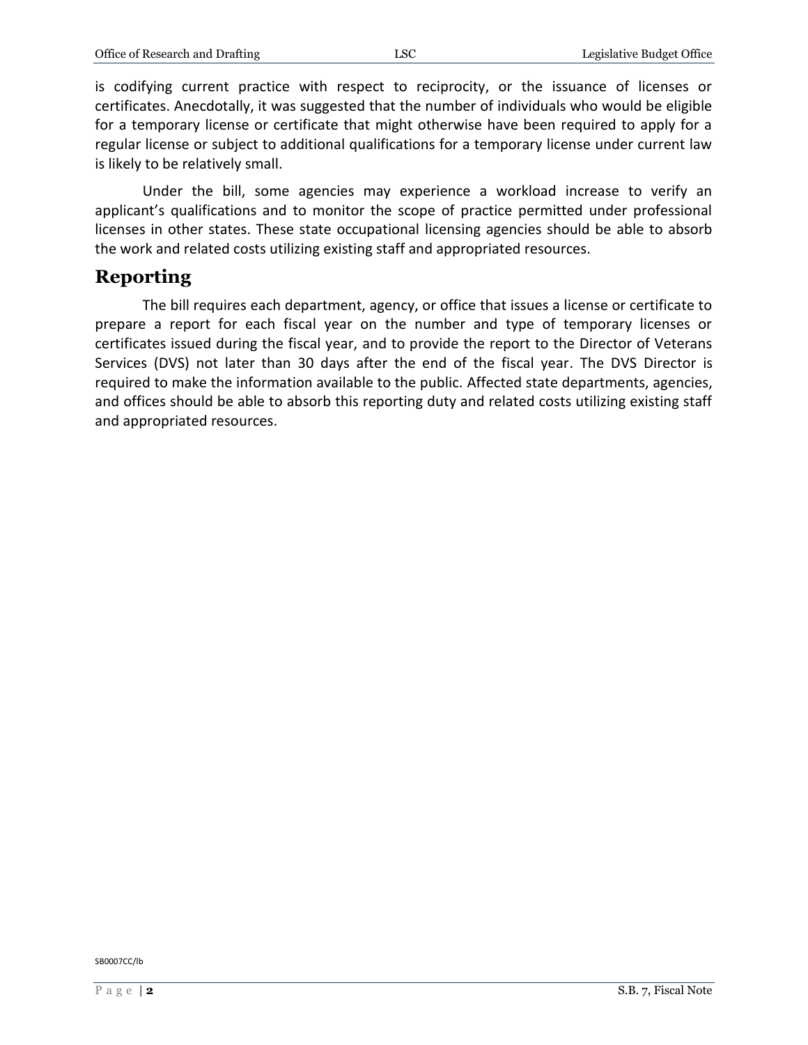is codifying current practice with respect to reciprocity, or the issuance of licenses or certificates. Anecdotally, it was suggested that the number of individuals who would be eligible for a temporary license or certificate that might otherwise have been required to apply for a regular license or subject to additional qualifications for a temporary license under current law is likely to be relatively small.

Under the bill, some agencies may experience a workload increase to verify an applicant's qualifications and to monitor the scope of practice permitted under professional licenses in other states. These state occupational licensing agencies should be able to absorb the work and related costs utilizing existing staff and appropriated resources.

## Reporting

The bill requires each department, agency, or office that issues a license or certificate to prepare a report for each fiscal year on the number and type of temporary licenses or certificates issued during the fiscal year, and to provide the report to the Director of Veterans Services (DVS) not later than 30 days after the end of the fiscal year. The DVS Director is required to make the information available to the public. Affected state departments, agencies, and offices should be able to absorb this reporting duty and related costs utilizing existing staff and appropriated resources.

SB0007CC/lb